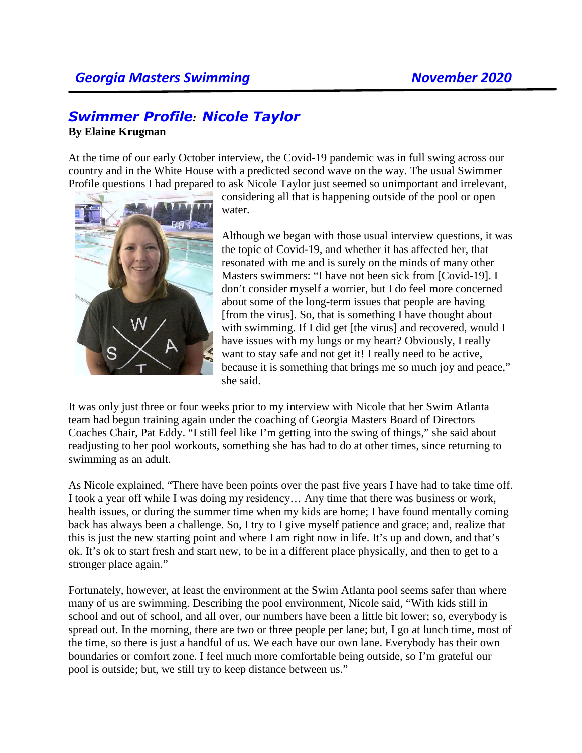## *Swimmer Profile: Nicole Taylor*

**By Elaine Krugman**

At the time of our early October interview, the Covid-19 pandemic was in full swing across our country and in the White House with a predicted second wave on the way. The usual Swimmer Profile questions I had prepared to ask Nicole Taylor just seemed so unimportant and irrelevant, considering all that is happening outside of the pool or open water.

Although we began with those usual interview questions, it was the topic of Covid-19, and whether it has affected her, that resonated with me and is surely on the minds of many other Masters swimmers: "I have not been sick from [Covid-19]. I don't consider myself a worrier, but I do feel more concerned about some of the long-term issues that people are having [from the virus]. So, that is something I have thought about with swimming. If I did get [the virus] and recovered, would I have issues with my lungs or my heart? Obviously, I really want to stay safe and not get it! I really need to be active, because it is something that brings me so much joy and peace," she said.

It was only just three or four weeks prior to my interview with Nicole that her Swim Atlanta team had begun training again under the coaching of Georgia Masters Board of Directors Coaches Chair, Pat Eddy. "I still feel like I'm getting into the swing of things," she said about readjusting to her pool workouts, something she has had to do at other times, since returning to swimming as an adult.

As Nicole explained, "There have been points over the past five years I have had to take time off. I took a year off while I was doing my residency… Any time that there was business or work, health issues, or during the summer time when my kids are home; I have found mentally coming back has always been a challenge. So, I try to I give myself patience and grace; and, realize that this is just the new starting point and where I am right now in life. It's up and down, and that's ok. It's ok to start fresh and start new, to be in a different place physically, and then to get to a stronger place again."

Fortunately, however, at least the environment at the Swim Atlanta pool seems safer than where many of us are swimming. Describing the pool environment, Nicole said, "With kids still in school and out of school, and all over, our numbers have been a little bit lower; so, everybody is spread out. In the morning, there are two or three people per lane; but, I go at lunch time, most of the time, so there is just a handful of us. We each have our own lane. Everybody has their own boundaries or comfort zone. I feel much more comfortable being outside, so I'm grateful our pool is outside; but, we still try to keep distance between us."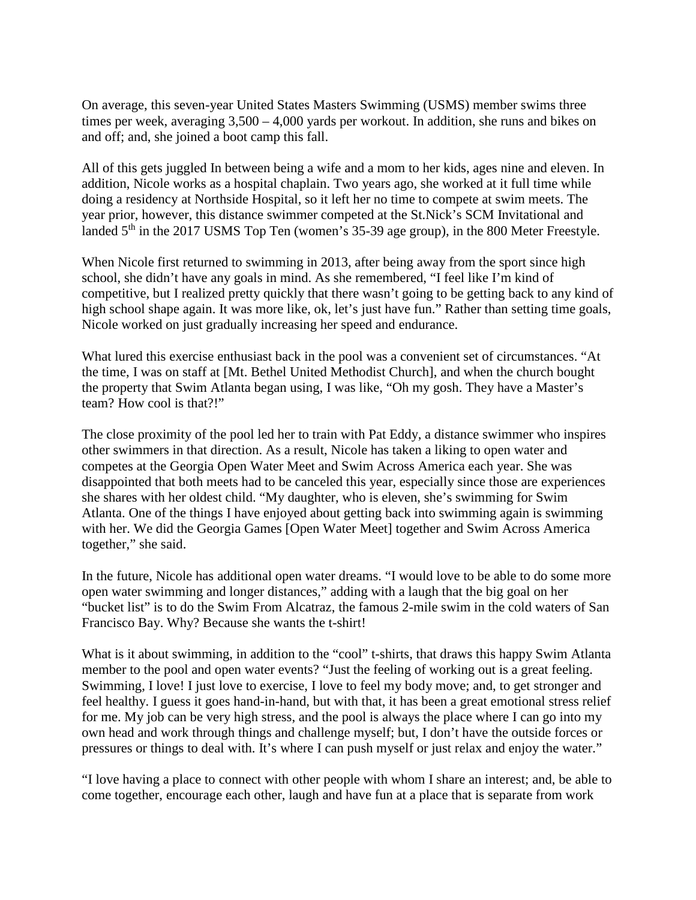On average, this seven-year United States Masters Swimming (USMS) member swims three times per week, averaging 3,500 – 4,000 yards per workout. In addition, she runs and bikes on and off; and, she joined a boot camp this fall.

All of this gets juggled In between being a wife and a mom to her kids, ages nine and eleven. In addition, Nicole works as a hospital chaplain. Two years ago, she worked at it full time while doing a residency at Northside Hospital, so it left her no time to compete at swim meets. The year prior, however, this distance swimmer competed at the St.Nick's SCM Invitational and landed 5th in the 2017 USMS Top Ten (women's 35-39 age group), in the 800 Meter Freestyle.

When Nicole first returned to swimming in 2013, after being away from the sport since high school, she didn't have any goals in mind. As she remembered, "I feel like I'm kind of competitive, but I realized pretty quickly that there wasn't going to be getting back to any kind of high school shape again. It was more like, ok, let's just have fun." Rather than setting time goals, Nicole worked on just gradually increasing her speed and endurance.

What lured this exercise enthusiast back in the pool was a convenient set of circumstances. "At the time, I was on staff at [Mt. Bethel United Methodist Church], and when the church bought the property that Swim Atlanta began using, I was like, "Oh my gosh. They have a Master's team? How cool is that?!"

The close proximity of the pool led her to train with Pat Eddy, a distance swimmer who inspires other swimmers in that direction. As a result, Nicole has taken a liking to open water and competes at the Georgia Open Water Meet and Swim Across America each year. She was disappointed that both meets had to be canceled this year, especially since those are experiences she shares with her oldest child. "My daughter, who is eleven, she's swimming for Swim Atlanta. One of the things I have enjoyed about getting back into swimming again is swimming with her. We did the Georgia Games [Open Water Meet] together and Swim Across America together," she said.

In the future, Nicole has additional open water dreams. "I would love to be able to do some more open water swimming and longer distances," adding with a laugh that the big goal on her "bucket list" is to do the Swim From Alcatraz, the famous 2-mile swim in the cold waters of San Francisco Bay. Why? Because she wants the t-shirt!

What is it about swimming, in addition to the "cool" t-shirts, that draws this happy Swim Atlanta member to the pool and open water events? "Just the feeling of working out is a great feeling. Swimming, I love! I just love to exercise, I love to feel my body move; and, to get stronger and feel healthy. I guess it goes hand-in-hand, but with that, it has been a great emotional stress relief for me. My job can be very high stress, and the pool is always the place where I can go into my own head and work through things and challenge myself; but, I don't have the outside forces or pressures or things to deal with. It's where I can push myself or just relax and enjoy the water."

"I love having a place to connect with other people with whom I share an interest; and, be able to come together, encourage each other, laugh and have fun at a place that is separate from work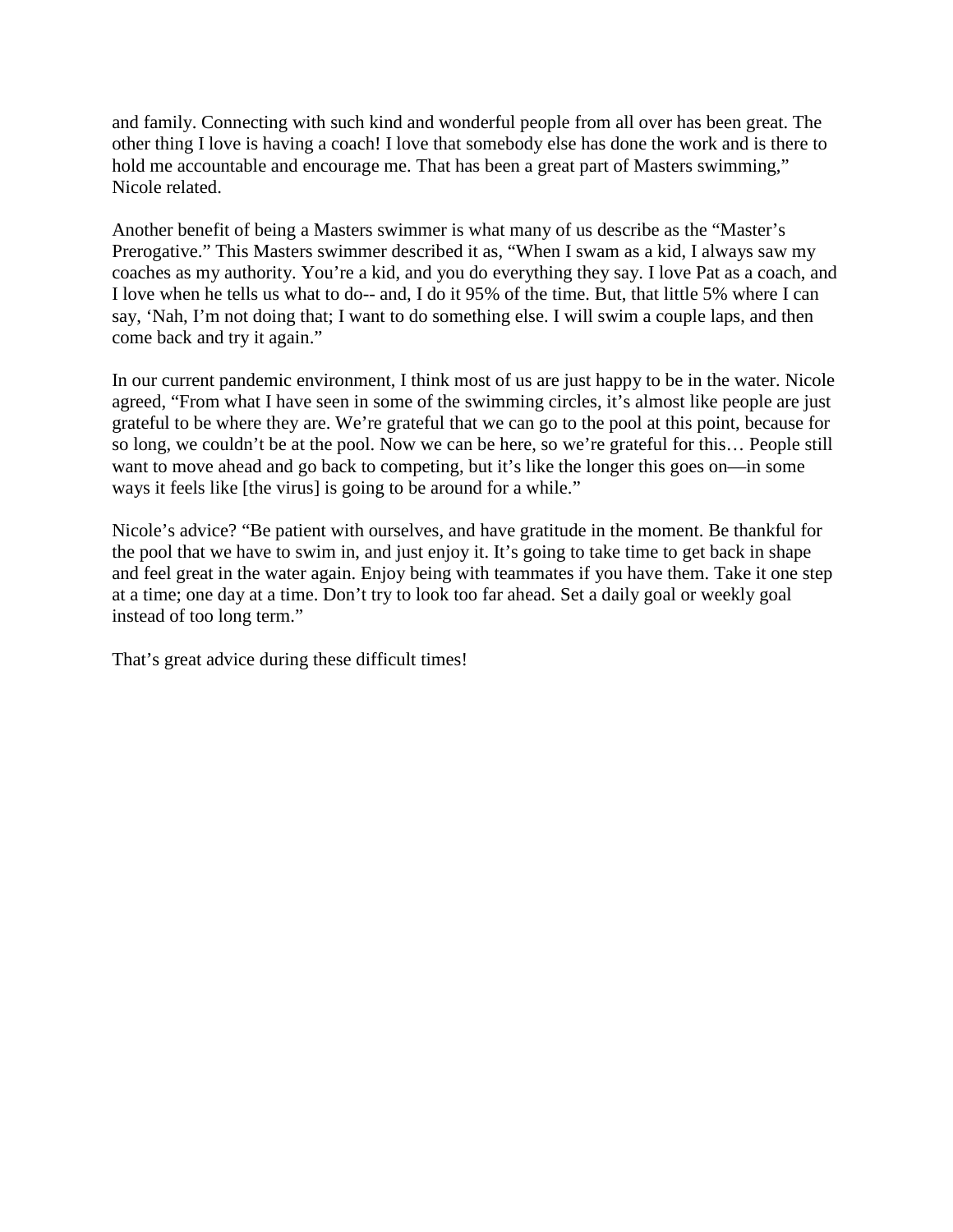and family. Connecting with such kind and wonderful people from all over has been great. The other thing I love is having a coach! I love that somebody else has done the work and is there to hold me accountable and encourage me. That has been a great part of Masters swimming," Nicole related.

Another benefit of being a Masters swimmer is what many of us describe as the "Master's Prerogative." This Masters swimmer described it as, "When I swam as a kid, I always saw my coaches as my authority. You're a kid, and you do everything they say. I love Pat as a coach, and I love when he tells us what to do-- and, I do it 95% of the time. But, that little 5% where I can say, 'Nah, I'm not doing that; I want to do something else. I will swim a couple laps, and then come back and try it again."

In our current pandemic environment, I think most of us are just happy to be in the water. Nicole agreed, "From what I have seen in some of the swimming circles, it's almost like people are just grateful to be where they are. We're grateful that we can go to the pool at this point, because for so long, we couldn't be at the pool. Now we can be here, so we're grateful for this… People still want to move ahead and go back to competing, but it's like the longer this goes on—in some ways it feels like [the virus] is going to be around for a while."

Nicole's advice? "Be patient with ourselves, and have gratitude in the moment. Be thankful for the pool that we have to swim in, and just enjoy it. It's going to take time to get back in shape and feel great in the water again. Enjoy being with teammates if you have them. Take it one step at a time; one day at a time. Don't try to look too far ahead. Set a daily goal or weekly goal instead of too long term."

That's great advice during these difficult times!